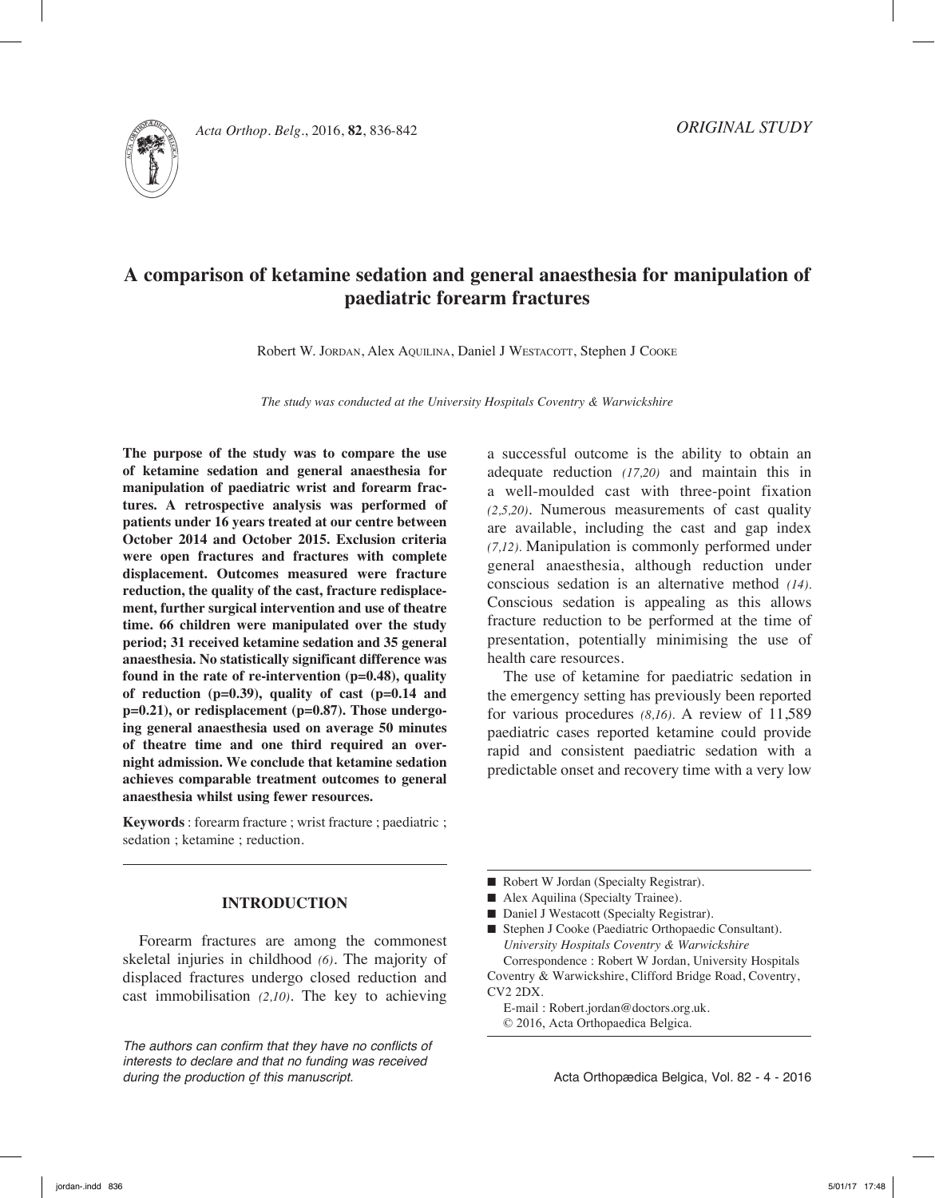*ORIGINAL STUDY*

# A comparison of ketamine sedation and general anaesthesia for manipulation of paediatric forearm fractures

Robert W. Jordan, Alex Aquilina, Daniel J Westacott, Stephen J Cooke

*The study was conducted at the University Hospitals Coventry & Warwickshire*

**The purpose of the study was to compare the use of ketamine sedation and general anaesthesia for manipulation of paediatric wrist and forearm fractures. A retrospective analysis was performed of patients under 16 years treated at our centre between October 2014 and October 2015. Exclusion criteria were open fractures and fractures with complete displacement. Outcomes measured were fracture reduction, the quality of the cast, fracture redisplacement, further surgical intervention and use of theatre time. 66 children were manipulated over the study period; 31 received ketamine sedation and 35 general anaesthesia. No statistically significant difference was found in the rate of re-intervention (p=0.48), quality of reduction (p=0.39), quality of cast (p=0.14 and p=0.21), or redisplacement (p=0.87). Those undergoing general anaesthesia used on average 50 minutes of theatre time and one third required an overnight admission. We conclude that ketamine sedation achieves comparable treatment outcomes to general anaesthesia whilst using fewer resources.**

**Keywords** : forearm fracture ; wrist fracture ; paediatric ; sedation ; ketamine ; reduction.

## INTRODUCTION

Forearm fractures are among the commonest skeletal injuries in childhood *(6)*. The majority of displaced fractures undergo closed reduction and cast immobilisation *(2,10)*. The key to achieving a successful outcome is the ability to obtain an adequate reduction *(17,20)* and maintain this in a well-moulded cast with three-point fixation *(2,5,20)*. Numerous measurements of cast quality are available, including the cast and gap index *(7,12)*. Manipulation is commonly performed under general anaesthesia, although reduction under conscious sedation is an alternative method *(14)*. Conscious sedation is appealing as this allows fracture reduction to be performed at the time of presentation, potentially minimising the use of health care resources.

The use of ketamine for paediatric sedation in the emergency setting has previously been reported for various procedures *(8,16)*. A review of 11,589 paediatric cases reported ketamine could provide rapid and consistent paediatric sedation with a predictable onset and recovery time with a very low

*The authors can confirm that they have no conflicts of interests to declare and that no funding was received during the production of this manuscript.*

- Robert W Jordan (Specialty Registrar).
- Alex Aquilina (Specialty Trainee).
- Daniel J Westacott (Specialty Registrar).
- Stephen J Cooke (Paediatric Orthopaedic Consultant).
  *University Hospitals Coventry & Warwickshire*
  Correspondence : Robert W Jordan, University Hospitals Coventry & Warwickshire, Clifford Bridge Road, Coventry, CV2 2DX.
  E-mail : Robert.jordan@doctors.org.uk.
  © 2016, Acta Orthopaedica Belgica.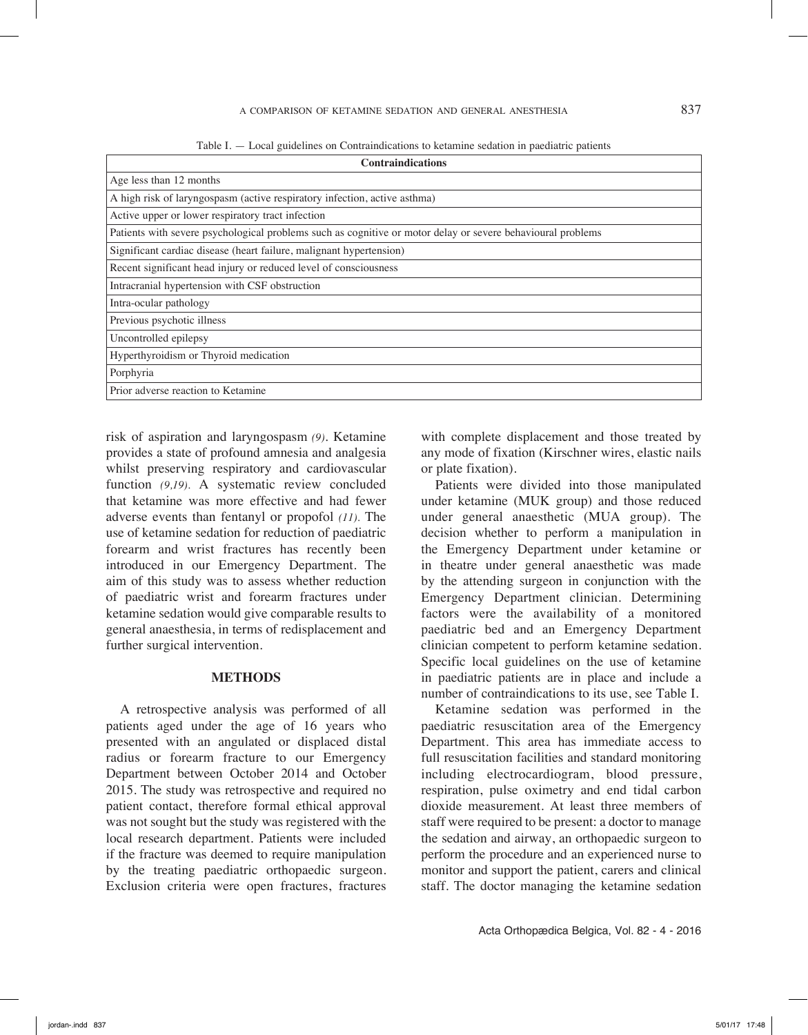Table I. — Local guidelines on Contraindications to ketamine sedation in paediatric patients

| Contraindications |
|---|
| Age less than 12 months |
| A high risk of laryngospasm (active respiratory infection, active asthma) |
| Active upper or lower respiratory tract infection |
| Patients with severe psychological problems such as cognitive or motor delay or severe behavioural problems |
| Significant cardiac disease (heart failure, malignant hypertension) |
| Recent significant head injury or reduced level of consciousness |
| Intracranial hypertension with CSF obstruction |
| Intra-ocular pathology |
| Previous psychotic illness |
| Uncontrolled epilepsy |
| Hyperthyroidism or Thyroid medication |
| Porphyria |
| Prior adverse reaction to Ketamine |

risk of aspiration and laryngospasm *(9)*. Ketamine provides a state of profound amnesia and analgesia whilst preserving respiratory and cardiovascular function *(9,19)*. A systematic review concluded that ketamine was more effective and had fewer adverse events than fentanyl or propofol *(11)*. The use of ketamine sedation for reduction of paediatric forearm and wrist fractures has recently been introduced in our Emergency Department. The aim of this study was to assess whether reduction of paediatric wrist and forearm fractures under ketamine sedation would give comparable results to general anaesthesia, in terms of redisplacement and further surgical intervention.

## METHODS

A retrospective analysis was performed of all patients aged under the age of 16 years who presented with an angulated or displaced distal radius or forearm fracture to our Emergency Department between October 2014 and October 2015. The study was retrospective and required no patient contact, therefore formal ethical approval was not sought but the study was registered with the local research department. Patients were included if the fracture was deemed to require manipulation by the treating paediatric orthopaedic surgeon. Exclusion criteria were open fractures, fractures with complete displacement and those treated by any mode of fixation (Kirschner wires, elastic nails or plate fixation).

Patients were divided into those manipulated under ketamine (MUK group) and those reduced under general anaesthetic (MUA group). The decision whether to perform a manipulation in the Emergency Department under ketamine or in theatre under general anaesthetic was made by the attending surgeon in conjunction with the Emergency Department clinician. Determining factors were the availability of a monitored paediatric bed and an Emergency Department clinician competent to perform ketamine sedation. Specific local guidelines on the use of ketamine in paediatric patients are in place and include a number of contraindications to its use, see Table I.

Ketamine sedation was performed in the paediatric resuscitation area of the Emergency Department. This area has immediate access to full resuscitation facilities and standard monitoring including electrocardiogram, blood pressure, respiration, pulse oximetry and end tidal carbon dioxide measurement. At least three members of staff were required to be present: a doctor to manage the sedation and airway, an orthopaedic surgeon to perform the procedure and an experienced nurse to monitor and support the patient, carers and clinical staff. The doctor managing the ketamine sedation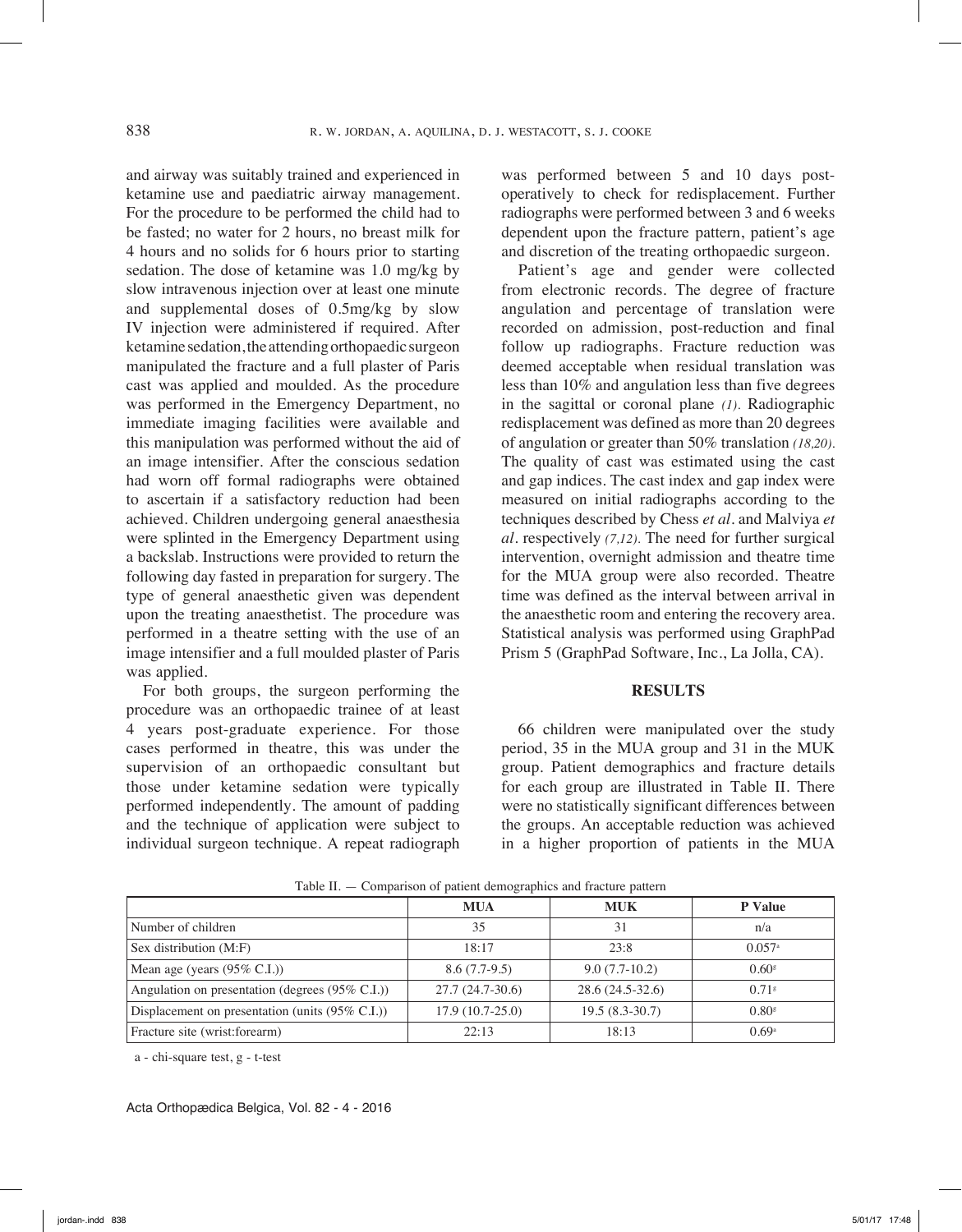and airway was suitably trained and experienced in ketamine use and paediatric airway management. For the procedure to be performed the child had to be fasted; no water for 2 hours, no breast milk for 4 hours and no solids for 6 hours prior to starting sedation. The dose of ketamine was 1.0 mg/kg by slow intravenous injection over at least one minute and supplemental doses of 0.5mg/kg by slow IV injection were administered if required. After ketamine sedation, the attending orthopaedic surgeon manipulated the fracture and a full plaster of Paris cast was applied and moulded. As the procedure was performed in the Emergency Department, no immediate imaging facilities were available and this manipulation was performed without the aid of an image intensifier. After the conscious sedation had worn off formal radiographs were obtained to ascertain if a satisfactory reduction had been achieved. Children undergoing general anaesthesia were splinted in the Emergency Department using a backslab. Instructions were provided to return the following day fasted in preparation for surgery. The type of general anaesthetic given was dependent upon the treating anaesthetist. The procedure was performed in a theatre setting with the use of an image intensifier and a full moulded plaster of Paris was applied.

For both groups, the surgeon performing the procedure was an orthopaedic trainee of at least 4 years post-graduate experience. For those cases performed in theatre, this was under the supervision of an orthopaedic consultant but those under ketamine sedation were typically performed independently. The amount of padding and the technique of application were subject to individual surgeon technique. A repeat radiograph was performed between 5 and 10 days post-operatively to check for redisplacement. Further radiographs were performed between 3 and 6 weeks dependent upon the fracture pattern, patient's age and discretion of the treating orthopaedic surgeon.

Patient's age and gender were collected from electronic records. The degree of fracture angulation and percentage of translation were recorded on admission, post-reduction and final follow up radiographs. Fracture reduction was deemed acceptable when residual translation was less than 10% and angulation less than five degrees in the sagittal or coronal plane *(1)*. Radiographic redisplacement was defined as more than 20 degrees of angulation or greater than 50% translation *(18,20)*. The quality of cast was estimated using the cast and gap indices. The cast index and gap index were measured on initial radiographs according to the techniques described by Chess *et al*. and Malviya *et al*. respectively *(7,12)*. The need for further surgical intervention, overnight admission and theatre time for the MUA group were also recorded. Theatre time was defined as the interval between arrival in the anaesthetic room and entering the recovery area. Statistical analysis was performed using GraphPad Prism 5 (GraphPad Software, Inc., La Jolla, CA).

## RESULTS

66 children were manipulated over the study period, 35 in the MUA group and 31 in the MUK group. Patient demographics and fracture details for each group are illustrated in Table II. There were no statistically significant differences between the groups. An acceptable reduction was achieved in a higher proportion of patients in the MUA

Table II. — Comparison of patient demographics and fracture pattern

| | MUA | MUK | P Value |
|---|---|---|---|
| Number of children | 35 | 31 | n/a |
| Sex distribution (M:F) | 18:17 | 23:8 | 0.057[a] |
| Mean age (years (95% C.I.)) | 8.6 (7.7-9.5) | 9.0 (7.7-10.2) | 0.60[g] |
| Angulation on presentation (degrees (95% C.I.)) | 27.7 (24.7-30.6) | 28.6 (24.5-32.6) | 0.71[g] |
| Displacement on presentation (units (95% C.I.)) | 17.9 (10.7-25.0) | 19.5 (8.3-30.7) | 0.80[g] |
| Fracture site (wrist:forearm) | 22:13 | 18:13 | 0.69[a] |

a - chi-square test, g - t-test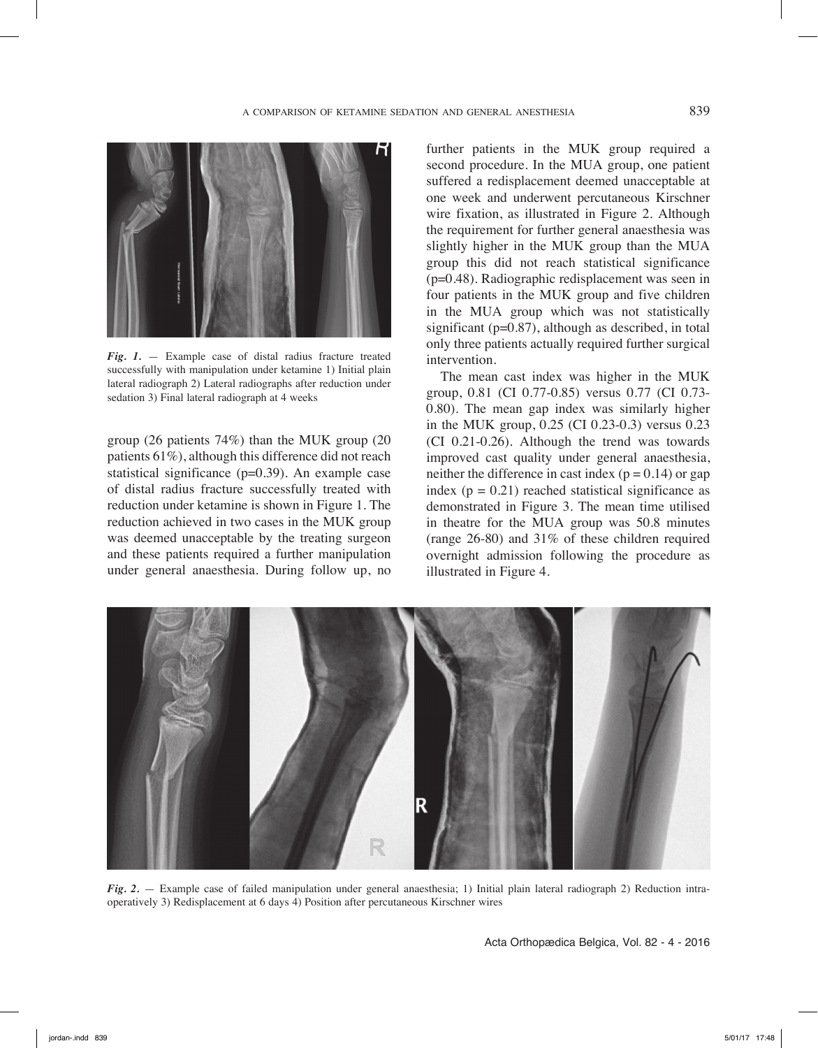*Fig. 1.* — Example case of distal radius fracture treated successfully with manipulation under ketamine 1) Initial plain lateral radiograph 2) Lateral radiographs after reduction under sedation 3) Final lateral radiograph at 4 weeks

group (26 patients 74%) than the MUK group (20 patients 61%), although this difference did not reach statistical significance (p=0.39). An example case of distal radius fracture successfully treated with reduction under ketamine is shown in Figure 1. The reduction achieved in two cases in the MUK group was deemed unacceptable by the treating surgeon and these patients required a further manipulation under general anaesthesia. During follow up, no further patients in the MUK group required a second procedure. In the MUA group, one patient suffered a redisplacement deemed unacceptable at one week and underwent percutaneous Kirschner wire fixation, as illustrated in Figure 2. Although the requirement for further general anaesthesia was slightly higher in the MUK group than the MUA group this did not reach statistical significance (p=0.48). Radiographic redisplacement was seen in four patients in the MUK group and five children in the MUA group which was not statistically significant (p=0.87), although as described, in total only three patients actually required further surgical intervention.

The mean cast index was higher in the MUK group, 0.81 (CI 0.77-0.85) versus 0.77 (CI 0.73-0.80). The mean gap index was similarly higher in the MUK group, 0.25 (CI 0.23-0.3) versus 0.23 (CI 0.21-0.26). Although the trend was towards improved cast quality under general anaesthesia, neither the difference in cast index (p = 0.14) or gap index (p = 0.21) reached statistical significance as demonstrated in Figure 3. The mean time utilised in theatre for the MUA group was 50.8 minutes (range 26-80) and 31% of these children required overnight admission following the procedure as illustrated in Figure 4.

*Fig. 2.* — Example case of failed manipulation under general anaesthesia; 1) Initial plain lateral radiograph 2) Reduction intra-operatively 3) Redisplacement at 6 days 4) Position after percutaneous Kirschner wires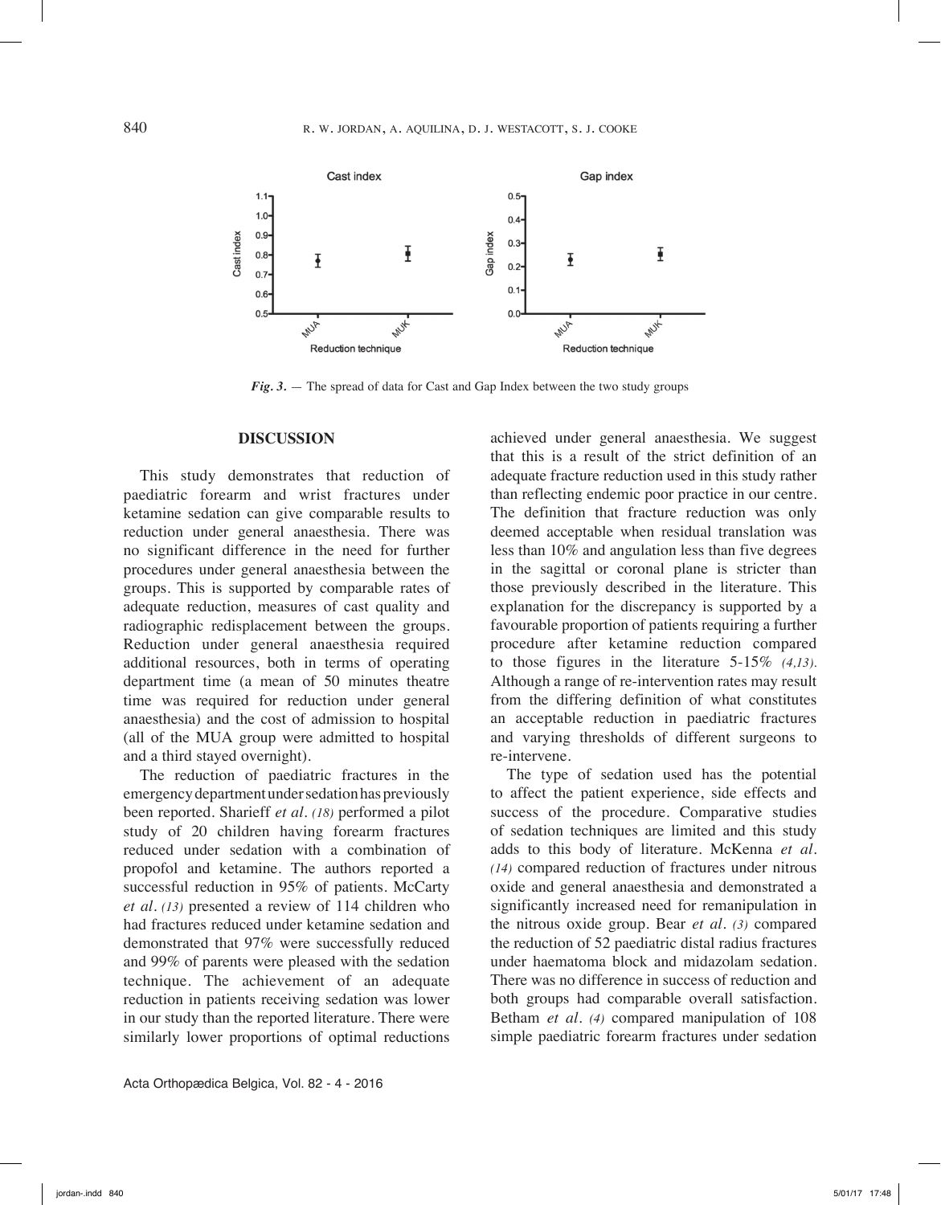*Fig. 3.* — The spread of data for Cast and Gap Index between the two study groups

## DISCUSSION

This study demonstrates that reduction of paediatric forearm and wrist fractures under ketamine sedation can give comparable results to reduction under general anaesthesia. There was no significant difference in the need for further procedures under general anaesthesia between the groups. This is supported by comparable rates of adequate reduction, measures of cast quality and radiographic redisplacement between the groups. Reduction under general anaesthesia required additional resources, both in terms of operating department time (a mean of 50 minutes theatre time was required for reduction under general anaesthesia) and the cost of admission to hospital (all of the MUA group were admitted to hospital and a third stayed overnight).

The reduction of paediatric fractures in the emergency department under sedation has previously been reported. Sharieff *et al.* *(18)* performed a pilot study of 20 children having forearm fractures reduced under sedation with a combination of propofol and ketamine. The authors reported a successful reduction in 95% of patients. McCarty *et al.* *(13)* presented a review of 114 children who had fractures reduced under ketamine sedation and demonstrated that 97% were successfully reduced and 99% of parents were pleased with the sedation technique. The achievement of an adequate reduction in patients receiving sedation was lower in our study than the reported literature. There were similarly lower proportions of optimal reductions achieved under general anaesthesia. We suggest that this is a result of the strict definition of an adequate fracture reduction used in this study rather than reflecting endemic poor practice in our centre. The definition that fracture reduction was only deemed acceptable when residual translation was less than 10% and angulation less than five degrees in the sagittal or coronal plane is stricter than those previously described in the literature. This explanation for the discrepancy is supported by a favourable proportion of patients requiring a further procedure after ketamine reduction compared to those figures in the literature 5-15% *(4,13)*. Although a range of re-intervention rates may result from the differing definition of what constitutes an acceptable reduction in paediatric fractures and varying thresholds of different surgeons to re-intervene.

The type of sedation used has the potential to affect the patient experience, side effects and success of the procedure. Comparative studies of sedation techniques are limited and this study adds to this body of literature. McKenna *et al.* *(14)* compared reduction of fractures under nitrous oxide and general anaesthesia and demonstrated a significantly increased need for remanipulation in the nitrous oxide group. Bear *et al.* *(3)* compared the reduction of 52 paediatric distal radius fractures under haematoma block and midazolam sedation. There was no difference in success of reduction and both groups had comparable overall satisfaction. Betham *et al.* *(4)* compared manipulation of 108 simple paediatric forearm fractures under sedation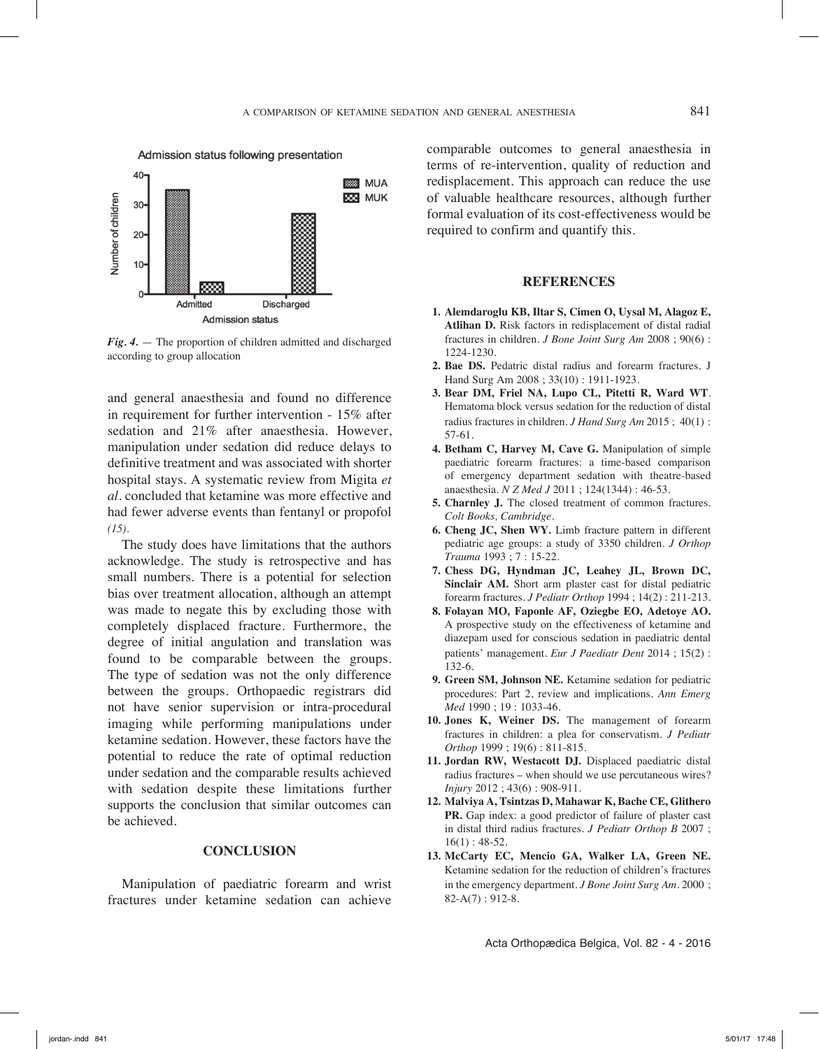Admission status following presentation

*Fig. 4.* — The proportion of children admitted and discharged according to group allocation

and general anaesthesia and found no difference in requirement for further intervention - 15% after sedation and 21% after anaesthesia. However, manipulation under sedation did reduce delays to definitive treatment and was associated with shorter hospital stays. A systematic review from Migita *et al*. concluded that ketamine was more effective and had fewer adverse events than fentanyl or propofol *(15)*.

The study does have limitations that the authors acknowledge. The study is retrospective and has small numbers. There is a potential for selection bias over treatment allocation, although an attempt was made to negate this by excluding those with completely displaced fracture. Furthermore, the degree of initial angulation and translation was found to be comparable between the groups. The type of sedation was not the only difference between the groups. Orthopaedic registrars did not have senior supervision or intra-procedural imaging while performing manipulations under ketamine sedation. However, these factors have the potential to reduce the rate of optimal reduction under sedation and the comparable results achieved with sedation despite these limitations further supports the conclusion that similar outcomes can be achieved.

## CONCLUSION

Manipulation of paediatric forearm and wrist fractures under ketamine sedation can achieve comparable outcomes to general anaesthesia in terms of re-intervention, quality of reduction and redisplacement. This approach can reduce the use of valuable healthcare resources, although further formal evaluation of its cost-effectiveness would be required to confirm and quantify this.

## REFERENCES

1. **Alemdaroglu KB, Iltar S, Cimen O, Uysal M, Alagoz E, Atlihan D.** Risk factors in redisplacement of distal radial fractures in children. *J Bone Joint Surg Am* 2008 ; 90(6) : 1224-1230.
2. **Bae DS.** Pedatric distal radius and forearm fractures. J Hand Surg Am 2008 ; 33(10) : 1911-1923.
3. **Bear DM, Friel NA, Lupo CL, Pitetti R, Ward WT**. Hematoma block versus sedation for the reduction of distal radius fractures in children. *J Hand Surg Am* 2015 ; 40(1) : 57-61.
4. **Betham C, Harvey M, Cave G.** Manipulation of simple paediatric forearm fractures: a time-based comparison of emergency department sedation with theatre-based anaesthesia. *N Z Med J* 2011 ; 124(1344) : 46-53.
5. **Charnley J.** The closed treatment of common fractures. *Colt Books, Cambridge*.
6. **Cheng JC, Shen WY.** Limb fracture pattern in different pediatric age groups: a study of 3350 children. *J Orthop Trauma* 1993 ; 7 : 15-22.
7. **Chess DG, Hyndman JC, Leahey JL, Brown DC, Sinclair AM.** Short arm plaster cast for distal pediatric forearm fractures. *J Pediatr Orthop* 1994 ; 14(2) : 211-213.
8. **Folayan MO, Faponle AF, Oziegbe EO, Adetoye AO.** A prospective study on the effectiveness of ketamine and diazepam used for conscious sedation in paediatric dental patients' management. *Eur J Paediatr Dent* 2014 ; 15(2) : 132-6.
9. **Green SM, Johnson NE.** Ketamine sedation for pediatric procedures: Part 2, review and implications. *Ann Emerg Med* 1990 ; 19 : 1033-46.
10. **Jones K, Weiner DS.** The management of forearm fractures in children: a plea for conservatism. *J Pediatr Orthop* 1999 ; 19(6) : 811-815.
11. **Jordan RW, Westacott DJ.** Displaced paediatric distal radius fractures – when should we use percutaneous wires? *Injury* 2012 ; 43(6) : 908-911.
12. **Malviya A, Tsintzas D, Mahawar K, Bache CE, Glithero PR.** Gap index: a good predictor of failure of plaster cast in distal third radius fractures. *J Pediatr Orthop B* 2007 ; 16(1) : 48-52.
13. **McCarty EC, Mencio GA, Walker LA, Green NE.** Ketamine sedation for the reduction of children's fractures in the emergency department. *J Bone Joint Surg Am*. 2000 ; 82-A(7) : 912-8.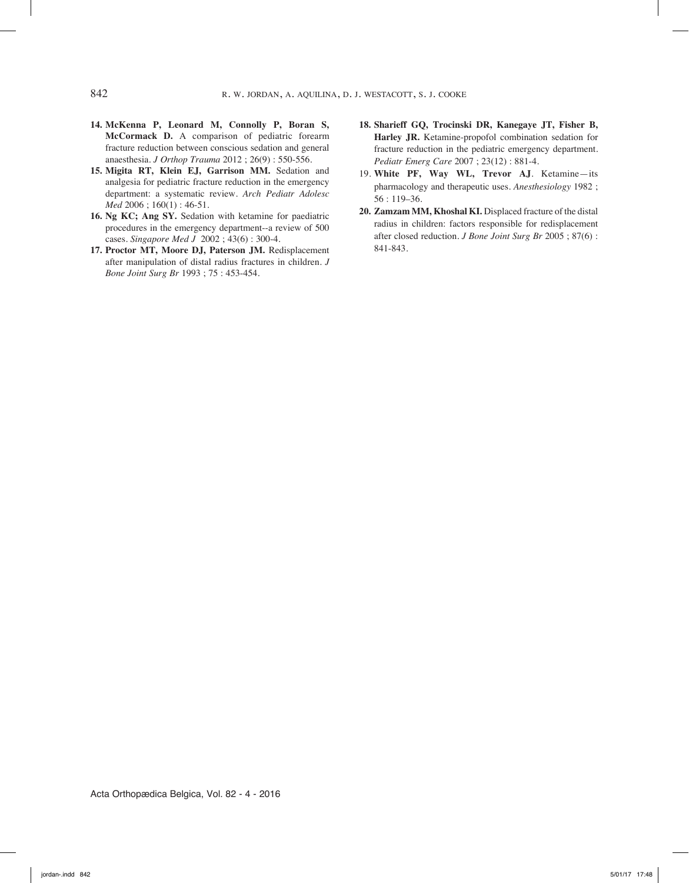14. **McKenna P, Leonard M, Connolly P, Boran S, McCormack D.** A comparison of pediatric forearm fracture reduction between conscious sedation and general anaesthesia. *J Orthop Trauma* 2012 ; 26(9) : 550-556.
15. **Migita RT, Klein EJ, Garrison MM.** Sedation and analgesia for pediatric fracture reduction in the emergency department: a systematic review. *Arch Pediatr Adolesc Med* 2006 ; 160(1) : 46-51.
16. **Ng KC; Ang SY.** Sedation with ketamine for paediatric procedures in the emergency department--a review of 500 cases. *Singapore Med J* 2002 ; 43(6) : 300-4.
17. **Proctor MT, Moore DJ, Paterson JM.** Redisplacement after manipulation of distal radius fractures in children. *J Bone Joint Surg Br* 1993 ; 75 : 453-454.
18. **Sharieff GQ, Trocinski DR, Kanegaye JT, Fisher B, Harley JR.** Ketamine-propofol combination sedation for fracture reduction in the pediatric emergency department. *Pediatr Emerg Care* 2007 ; 23(12) : 881-4.
19. **White PF, Way WL, Trevor AJ**. Ketamine—its pharmacology and therapeutic uses. *Anesthesiology* 1982 ; 56 : 119–36.
20. **Zamzam MM, Khoshal KI.** Displaced fracture of the distal radius in children: factors responsible for redisplacement after closed reduction. *J Bone Joint Surg Br* 2005 ; 87(6) : 841-843.